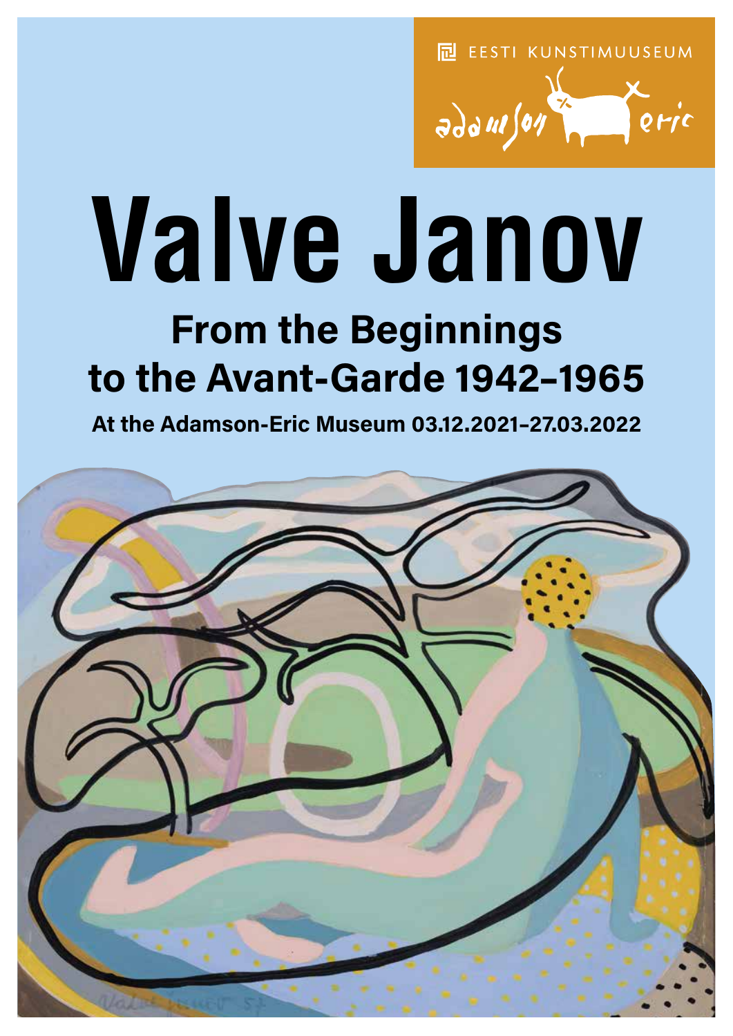EESTI KUNSTIMUUSEUM

# Valve Janov

## From the Beginnings to the Avant-Garde 1942–1965

**At the Adamson-Eric Museum 03.12.2021–27.03.2022**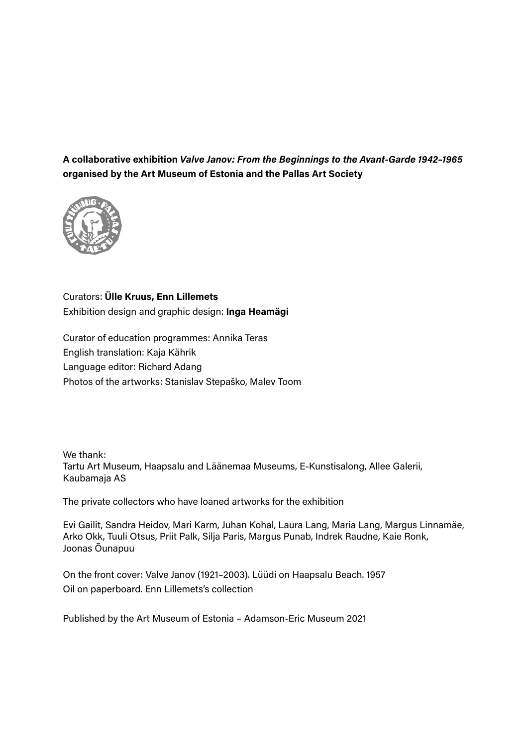**A collaborative exhibition *Valve Janov: From the Beginnings to the Avant-Garde 1942–1965* organised by the Art Museum of Estonia and the Pallas Art Society**

Curators: **Ülle Kruus, Enn Lillemets**
Exhibition design and graphic design: **Inga Heamägi**

Curator of education programmes: Annika Teras
English translation: Kaja Kährik
Language editor: Richard Adang
Photos of the artworks: Stanislav Stepaško, Malev Toom

We thank:
Tartu Art Museum, Haapsalu and Läänemaa Museums, E-Kunstisalong, Allee Galerii, Kaubamaja AS

The private collectors who have loaned artworks for the exhibition

Evi Gailit, Sandra Heidov, Mari Karm, Juhan Kohal, Laura Lang, Maria Lang, Margus Linnamäe, Arko Okk, Tuuli Otsus, Priit Palk, Silja Paris, Margus Punab, Indrek Raudne, Kaie Ronk, Joonas Õunapuu

On the front cover: Valve Janov (1921–2003). Lüüdi on Haapsalu Beach. 1957
Oil on paperboard. Enn Lillemets's collection

Published by the Art Museum of Estonia – Adamson-Eric Museum 2021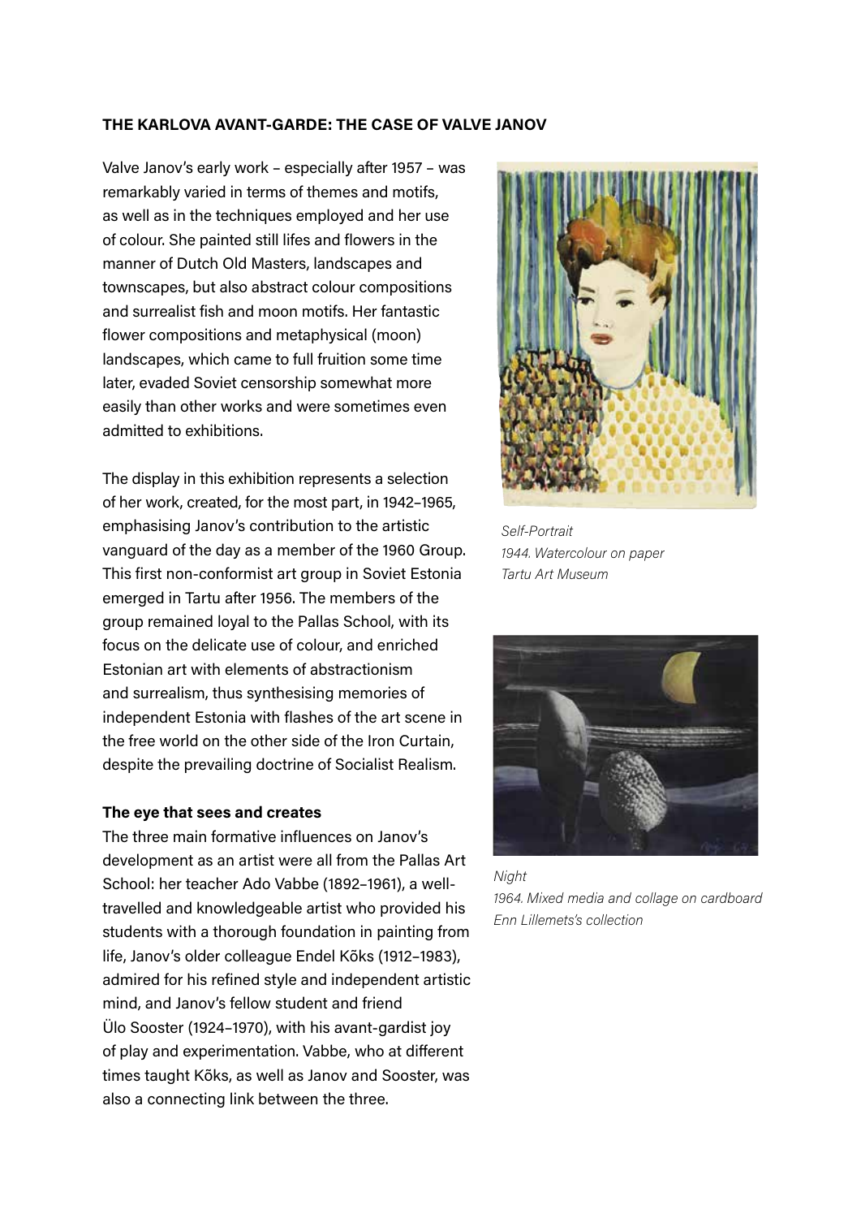**THE KARLOVA AVANT-GARDE: THE CASE OF VALVE JANOV**

Valve Janov's early work – especially after 1957 – was remarkably varied in terms of themes and motifs, as well as in the techniques employed and her use of colour. She painted still lifes and flowers in the manner of Dutch Old Masters, landscapes and townscapes, but also abstract colour compositions and surrealist fish and moon motifs. Her fantastic flower compositions and metaphysical (moon) landscapes, which came to full fruition some time later, evaded Soviet censorship somewhat more easily than other works and were sometimes even admitted to exhibitions.

The display in this exhibition represents a selection of her work, created, for the most part, in 1942–1965, emphasising Janov's contribution to the artistic vanguard of the day as a member of the 1960 Group. This first non-conformist art group in Soviet Estonia emerged in Tartu after 1956. The members of the group remained loyal to the Pallas School, with its focus on the delicate use of colour, and enriched Estonian art with elements of abstractionism and surrealism, thus synthesising memories of independent Estonia with flashes of the art scene in the free world on the other side of the Iron Curtain, despite the prevailing doctrine of Socialist Realism.

*Self-Portrait*
*1944. Watercolour on paper*
*Tartu Art Museum*

*Night*
*1964. Mixed media and collage on cardboard*
*Enn Lillemets's collection*

**The eye that sees and creates**

The three main formative influences on Janov's development as an artist were all from the Pallas Art School: her teacher Ado Vabbe (1892–1961), a well-travelled and knowledgeable artist who provided his students with a thorough foundation in painting from life, Janov's older colleague Endel Kõks (1912–1983), admired for his refined style and independent artistic mind, and Janov's fellow student and friend Ülo Sooster (1924–1970), with his avant-gardist joy of play and experimentation. Vabbe, who at different times taught Kõks, as well as Janov and Sooster, was also a connecting link between the three.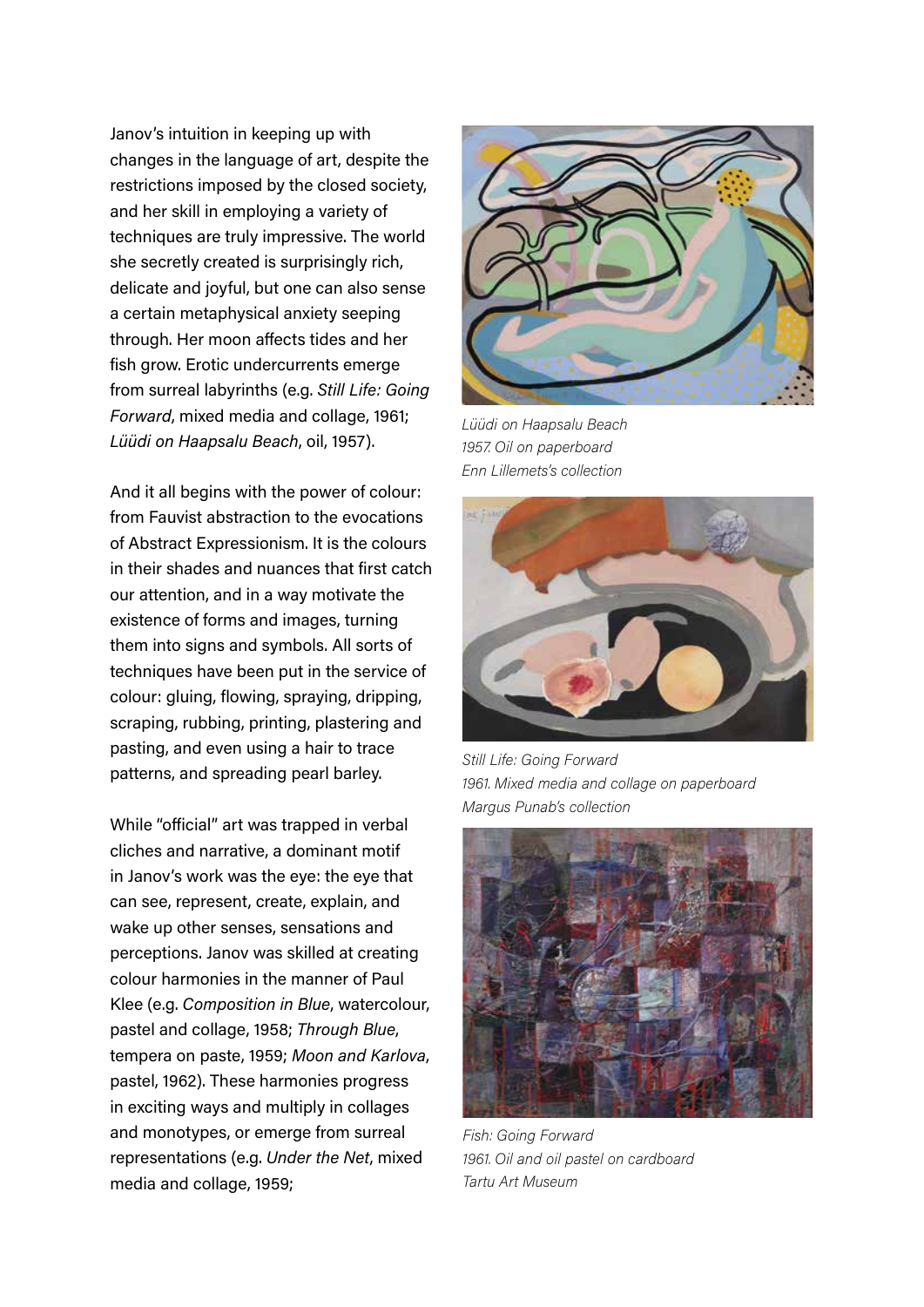Janov's intuition in keeping up with changes in the language of art, despite the restrictions imposed by the closed society, and her skill in employing a variety of techniques are truly impressive. The world she secretly created is surprisingly rich, delicate and joyful, but one can also sense a certain metaphysical anxiety seeping through. Her moon affects tides and her fish grow. Erotic undercurrents emerge from surreal labyrinths (e.g. *Still Life: Going Forward*, mixed media and collage, 1961; *Lüüdi on Haapsalu Beach*, oil, 1957).

And it all begins with the power of colour: from Fauvist abstraction to the evocations of Abstract Expressionism. It is the colours in their shades and nuances that first catch our attention, and in a way motivate the existence of forms and images, turning them into signs and symbols. All sorts of techniques have been put in the service of colour: gluing, flowing, spraying, dripping, scraping, rubbing, printing, plastering and pasting, and even using a hair to trace patterns, and spreading pearl barley.

While "official" art was trapped in verbal cliches and narrative, a dominant motif in Janov's work was the eye: the eye that can see, represent, create, explain, and wake up other senses, sensations and perceptions. Janov was skilled at creating colour harmonies in the manner of Paul Klee (e.g. *Composition in Blue*, watercolour, pastel and collage, 1958; *Through Blue*, tempera on paste, 1959; *Moon and Karlova*, pastel, 1962). These harmonies progress in exciting ways and multiply in collages and monotypes, or emerge from surreal representations (e.g. *Under the Net*, mixed media and collage, 1959;

*Lüüdi on Haapsalu Beach*
*1957. Oil on paperboard*
*Enn Lillemets's collection*

*Still Life: Going Forward*
*1961. Mixed media and collage on paperboard*
*Margus Punab's collection*

*Fish: Going Forward*
*1961. Oil and oil pastel on cardboard*
*Tartu Art Museum*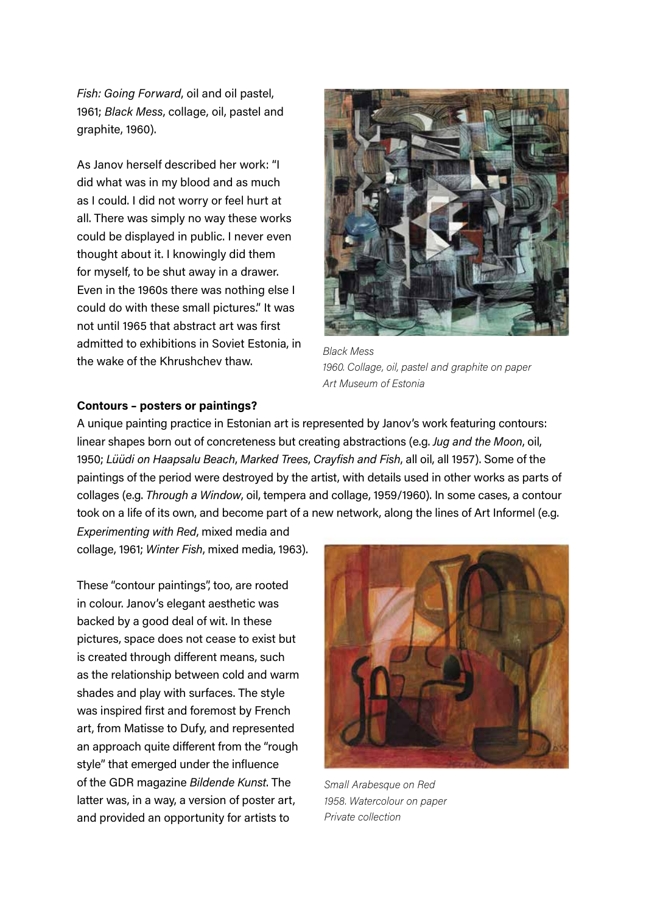*Fish: Going Forward*, oil and oil pastel, 1961; *Black Mess*, collage, oil, pastel and graphite, 1960).

As Janov herself described her work: "I did what was in my blood and as much as I could. I did not worry or feel hurt at all. There was simply no way these works could be displayed in public. I never even thought about it. I knowingly did them for myself, to be shut away in a drawer. Even in the 1960s there was nothing else I could do with these small pictures." It was not until 1965 that abstract art was first admitted to exhibitions in Soviet Estonia, in the wake of the Khrushchev thaw.

*Black Mess*
*1960. Collage, oil, pastel and graphite on paper*
*Art Museum of Estonia*

**Contours – posters or paintings?**

A unique painting practice in Estonian art is represented by Janov's work featuring contours: linear shapes born out of concreteness but creating abstractions (e.g. *Jug and the Moon*, oil, 1950; *Lüüdi on Haapsalu Beach*, *Marked Trees*, *Crayfish and Fish*, all oil, all 1957). Some of the paintings of the period were destroyed by the artist, with details used in other works as parts of collages (e.g. *Through a Window*, oil, tempera and collage, 1959/1960). In some cases, a contour took on a life of its own, and become part of a new network, along the lines of Art Informel (e.g. *Experimenting with Red*, mixed media and collage, 1961; *Winter Fish*, mixed media, 1963).

These "contour paintings", too, are rooted in colour. Janov's elegant aesthetic was backed by a good deal of wit. In these pictures, space does not cease to exist but is created through different means, such as the relationship between cold and warm shades and play with surfaces. The style was inspired first and foremost by French art, from Matisse to Dufy, and represented an approach quite different from the "rough style" that emerged under the influence of the GDR magazine *Bildende Kunst*. The latter was, in a way, a version of poster art, and provided an opportunity for artists to

*Small Arabesque on Red*
*1958. Watercolour on paper*
*Private collection*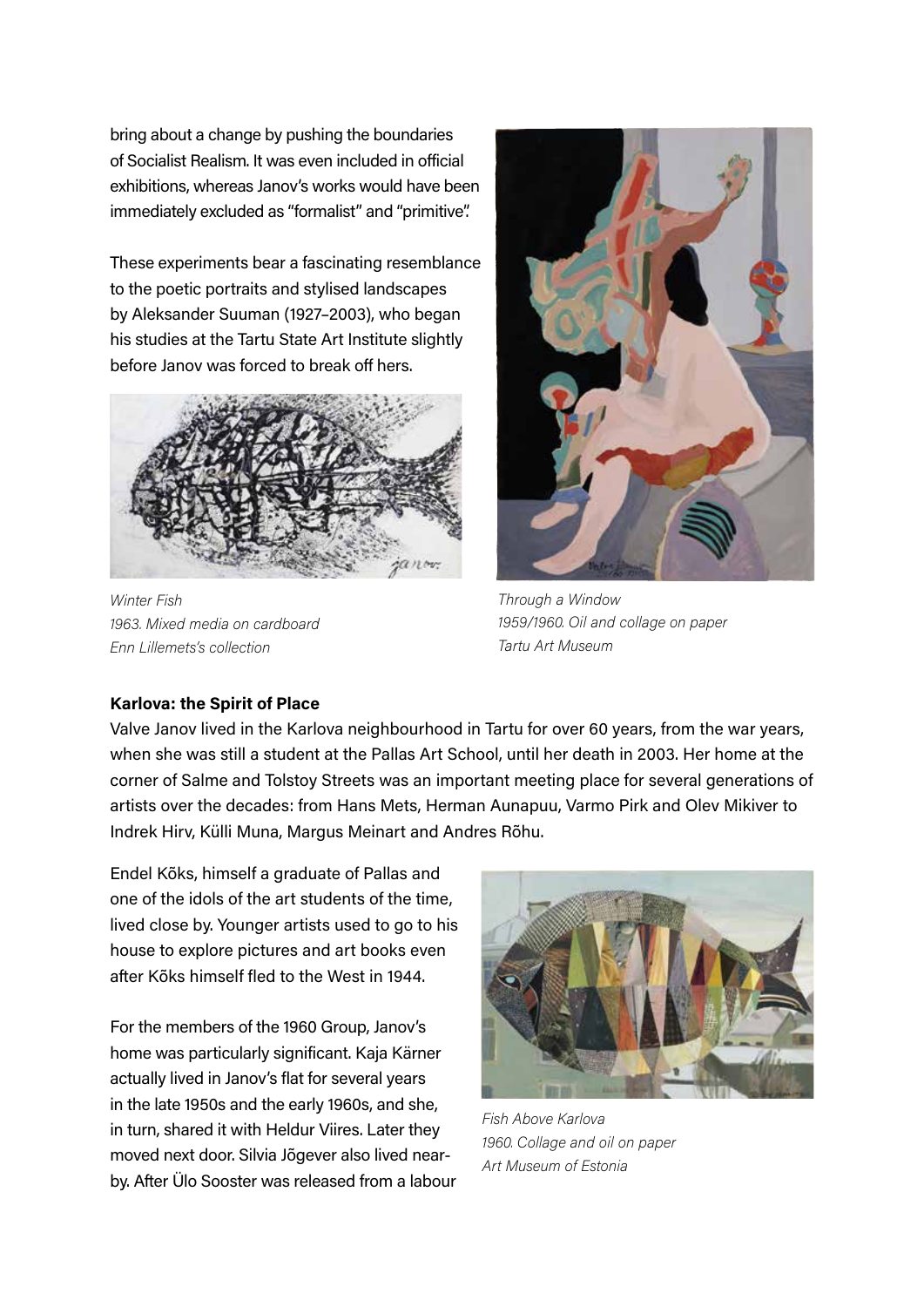bring about a change by pushing the boundaries of Socialist Realism. It was even included in official exhibitions, whereas Janov's works would have been immediately excluded as "formalist" and "primitive".

These experiments bear a fascinating resemblance to the poetic portraits and stylised landscapes by Aleksander Suuman (1927–2003), who began his studies at the Tartu State Art Institute slightly before Janov was forced to break off hers.

*Winter Fish*
*1963. Mixed media on cardboard*
*Enn Lillemets's collection*

*Through a Window*
*1959/1960. Oil and collage on paper*
*Tartu Art Museum*

**Karlova: the Spirit of Place**

Valve Janov lived in the Karlova neighbourhood in Tartu for over 60 years, from the war years, when she was still a student at the Pallas Art School, until her death in 2003. Her home at the corner of Salme and Tolstoy Streets was an important meeting place for several generations of artists over the decades: from Hans Mets, Herman Aunapuu, Varmo Pirk and Olev Mikiver to Indrek Hirv, Külli Muna, Margus Meinart and Andres Rõhu.

Endel Kõks, himself a graduate of Pallas and one of the idols of the art students of the time, lived close by. Younger artists used to go to his house to explore pictures and art books even after Kõks himself fled to the West in 1944.

For the members of the 1960 Group, Janov's home was particularly significant. Kaja Kärner actually lived in Janov's flat for several years in the late 1950s and the early 1960s, and she, in turn, shared it with Heldur Viires. Later they moved next door. Silvia Jõgever also lived nearby. After Ülo Sooster was released from a labour

*Fish Above Karlova*
*1960. Collage and oil on paper*
*Art Museum of Estonia*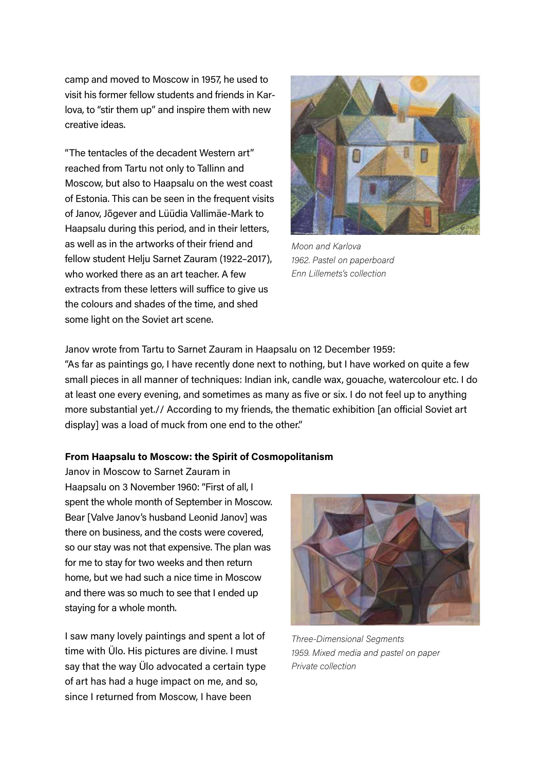camp and moved to Moscow in 1957, he used to visit his former fellow students and friends in Karlova, to "stir them up" and inspire them with new creative ideas.

"The tentacles of the decadent Western art" reached from Tartu not only to Tallinn and Moscow, but also to Haapsalu on the west coast of Estonia. This can be seen in the frequent visits of Janov, Jõgever and Lüüdia Vallimäe-Mark to Haapsalu during this period, and in their letters, as well as in the artworks of their friend and fellow student Helju Sarnet Zauram (1922–2017), who worked there as an art teacher. A few extracts from these letters will suffice to give us the colours and shades of the time, and shed some light on the Soviet art scene.

*Moon and Karlova*
*1962. Pastel on paperboard*
*Enn Lillemets's collection*

Janov wrote from Tartu to Sarnet Zauram in Haapsalu on 12 December 1959:
"As far as paintings go, I have recently done next to nothing, but I have worked on quite a few small pieces in all manner of techniques: Indian ink, candle wax, gouache, watercolour etc. I do at least one every evening, and sometimes as many as five or six. I do not feel up to anything more substantial yet.// According to my friends, the thematic exhibition [an official Soviet art display] was a load of muck from one end to the other."

**From Haapsalu to Moscow: the Spirit of Cosmopolitanism**

Janov in Moscow to Sarnet Zauram in Haapsalu on 3 November 1960: "First of all, I spent the whole month of September in Moscow. Bear [Valve Janov's husband Leonid Janov] was there on business, and the costs were covered, so our stay was not that expensive. The plan was for me to stay for two weeks and then return home, but we had such a nice time in Moscow and there was so much to see that I ended up staying for a whole month.

I saw many lovely paintings and spent a lot of time with Ülo. His pictures are divine. I must say that the way Ülo advocated a certain type of art has had a huge impact on me, and so, since I returned from Moscow, I have been

*Three-Dimensional Segments*
*1959. Mixed media and pastel on paper*
*Private collection*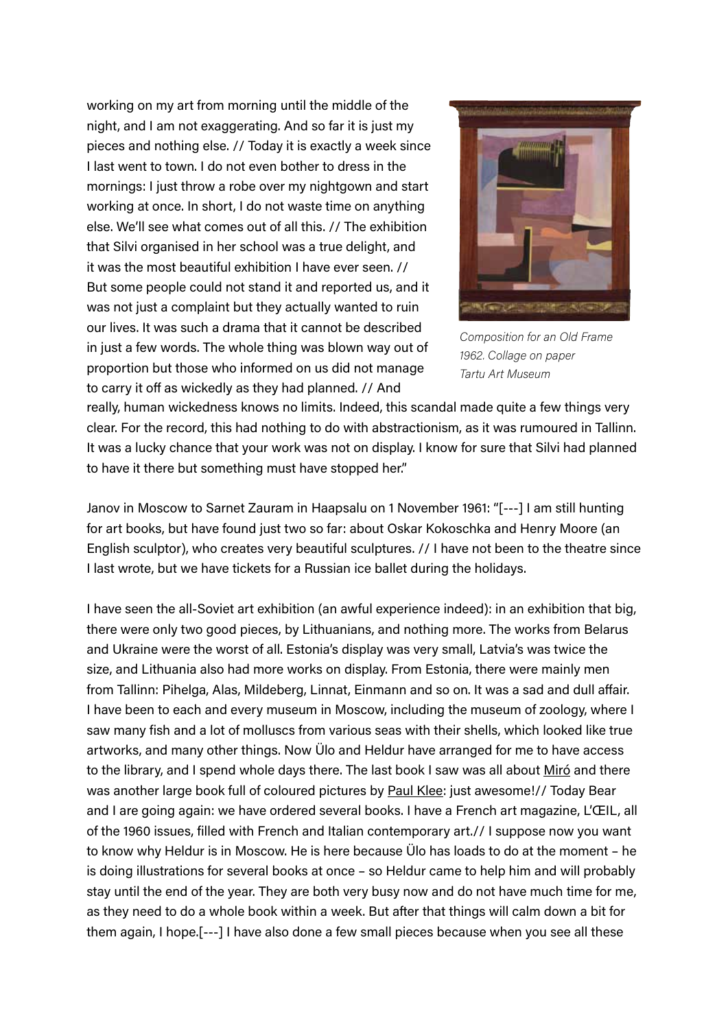working on my art from morning until the middle of the night, and I am not exaggerating. And so far it is just my pieces and nothing else. // Today it is exactly a week since I last went to town. I do not even bother to dress in the mornings: I just throw a robe over my nightgown and start working at once. In short, I do not waste time on anything else. We'll see what comes out of all this. // The exhibition that Silvi organised in her school was a true delight, and it was the most beautiful exhibition I have ever seen. // But some people could not stand it and reported us, and it was not just a complaint but they actually wanted to ruin our lives. It was such a drama that it cannot be described in just a few words. The whole thing was blown way out of proportion but those who informed on us did not manage to carry it off as wickedly as they had planned. // And really, human wickedness knows no limits. Indeed, this scandal made quite a few things very clear. For the record, this had nothing to do with abstractionism, as it was rumoured in Tallinn. It was a lucky chance that your work was not on display. I know for sure that Silvi had planned to have it there but something must have stopped her."

*Composition for an Old Frame*
*1962. Collage on paper*
*Tartu Art Museum*

Janov in Moscow to Sarnet Zauram in Haapsalu on 1 November 1961: "[---] I am still hunting for art books, but have found just two so far: about Oskar Kokoschka and Henry Moore (an English sculptor), who creates very beautiful sculptures. // I have not been to the theatre since I last wrote, but we have tickets for a Russian ice ballet during the holidays.

I have seen the all-Soviet art exhibition (an awful experience indeed): in an exhibition that big, there were only two good pieces, by Lithuanians, and nothing more. The works from Belarus and Ukraine were the worst of all. Estonia's display was very small, Latvia's was twice the size, and Lithuania also had more works on display. From Estonia, there were mainly men from Tallinn: Pihelga, Alas, Mildeberg, Linnat, Einmann and so on. It was a sad and dull affair. I have been to each and every museum in Moscow, including the museum of zoology, where I saw many fish and a lot of molluscs from various seas with their shells, which looked like true artworks, and many other things. Now Ülo and Heldur have arranged for me to have access to the library, and I spend whole days there. The last book I saw was all about Miró and there was another large book full of coloured pictures by Paul Klee: just awesome!// Today Bear and I are going again: we have ordered several books. I have a French art magazine, L'ŒIL, all of the 1960 issues, filled with French and Italian contemporary art.// I suppose now you want to know why Heldur is in Moscow. He is here because Ülo has loads to do at the moment – he is doing illustrations for several books at once – so Heldur came to help him and will probably stay until the end of the year. They are both very busy now and do not have much time for me, as they need to do a whole book within a week. But after that things will calm down a bit for them again, I hope.[---] I have also done a few small pieces because when you see all these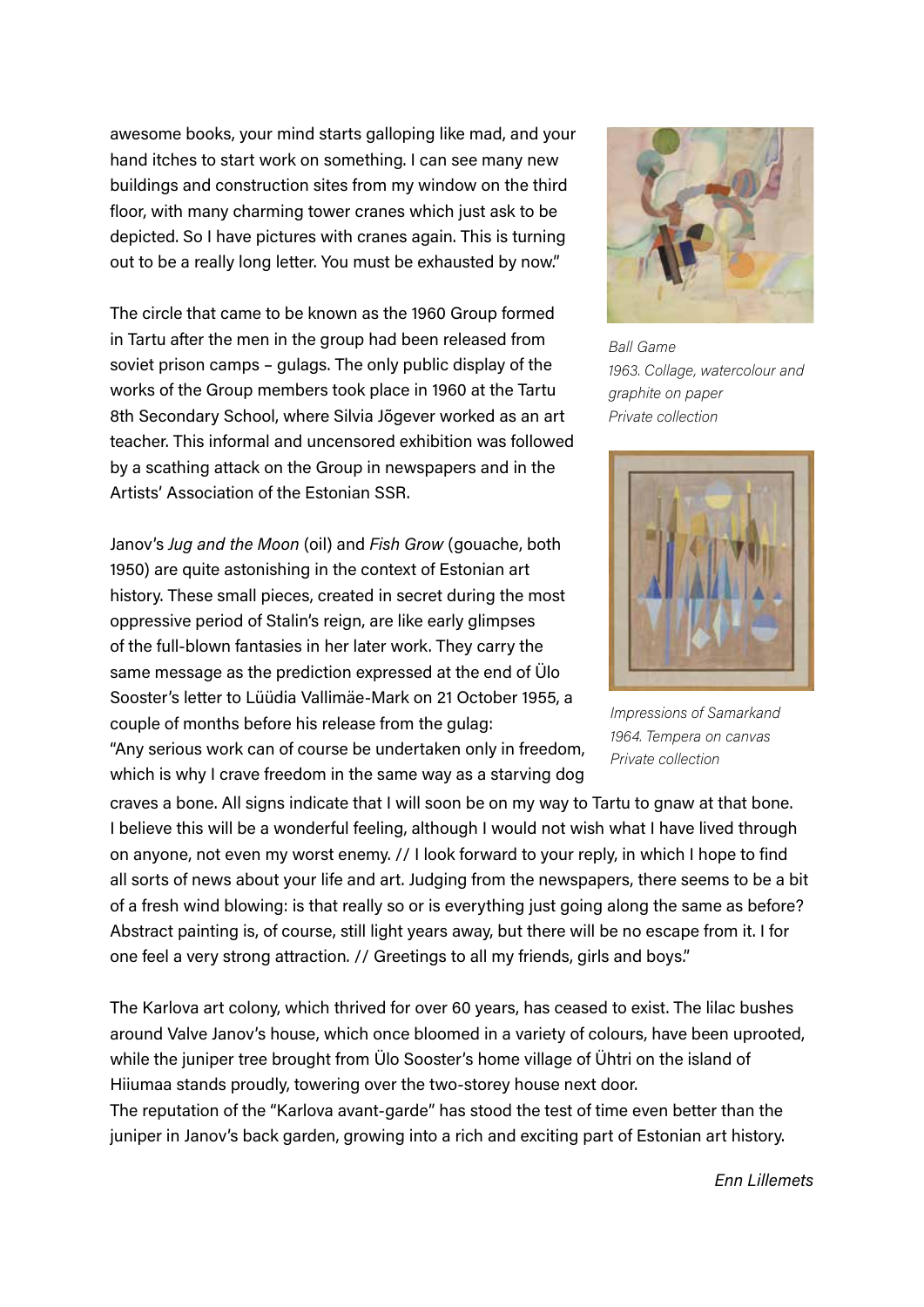awesome books, your mind starts galloping like mad, and your hand itches to start work on something. I can see many new buildings and construction sites from my window on the third floor, with many charming tower cranes which just ask to be depicted. So I have pictures with cranes again. This is turning out to be a really long letter. You must be exhausted by now."

The circle that came to be known as the 1960 Group formed in Tartu after the men in the group had been released from soviet prison camps – gulags. The only public display of the works of the Group members took place in 1960 at the Tartu 8th Secondary School, where Silvia Jõgever worked as an art teacher. This informal and uncensored exhibition was followed by a scathing attack on the Group in newspapers and in the Artists' Association of the Estonian SSR.

Janov's *Jug and the Moon* (oil) and *Fish Grow* (gouache, both 1950) are quite astonishing in the context of Estonian art history. These small pieces, created in secret during the most oppressive period of Stalin's reign, are like early glimpses of the full-blown fantasies in her later work. They carry the same message as the prediction expressed at the end of Ülo Sooster's letter to Lüüdia Vallimäe-Mark on 21 October 1955, a couple of months before his release from the gulag: "Any serious work can of course be undertaken only in freedom, which is why I crave freedom in the same way as a starving dog craves a bone. All signs indicate that I will soon be on my way to Tartu to gnaw at that bone. I believe this will be a wonderful feeling, although I would not wish what I have lived through on anyone, not even my worst enemy. // I look forward to your reply, in which I hope to find all sorts of news about your life and art. Judging from the newspapers, there seems to be a bit of a fresh wind blowing: is that really so or is everything just going along the same as before? Abstract painting is, of course, still light years away, but there will be no escape from it. I for one feel a very strong attraction. // Greetings to all my friends, girls and boys."

*Ball Game*
*1963. Collage, watercolour and graphite on paper*
*Private collection*

*Impressions of Samarkand*
*1964. Tempera on canvas*
*Private collection*

The Karlova art colony, which thrived for over 60 years, has ceased to exist. The lilac bushes around Valve Janov's house, which once bloomed in a variety of colours, have been uprooted, while the juniper tree brought from Ülo Sooster's home village of Ühtri on the island of Hiiumaa stands proudly, towering over the two-storey house next door.
The reputation of the "Karlova avant-garde" has stood the test of time even better than the juniper in Janov's back garden, growing into a rich and exciting part of Estonian art history.

*Enn Lillemets*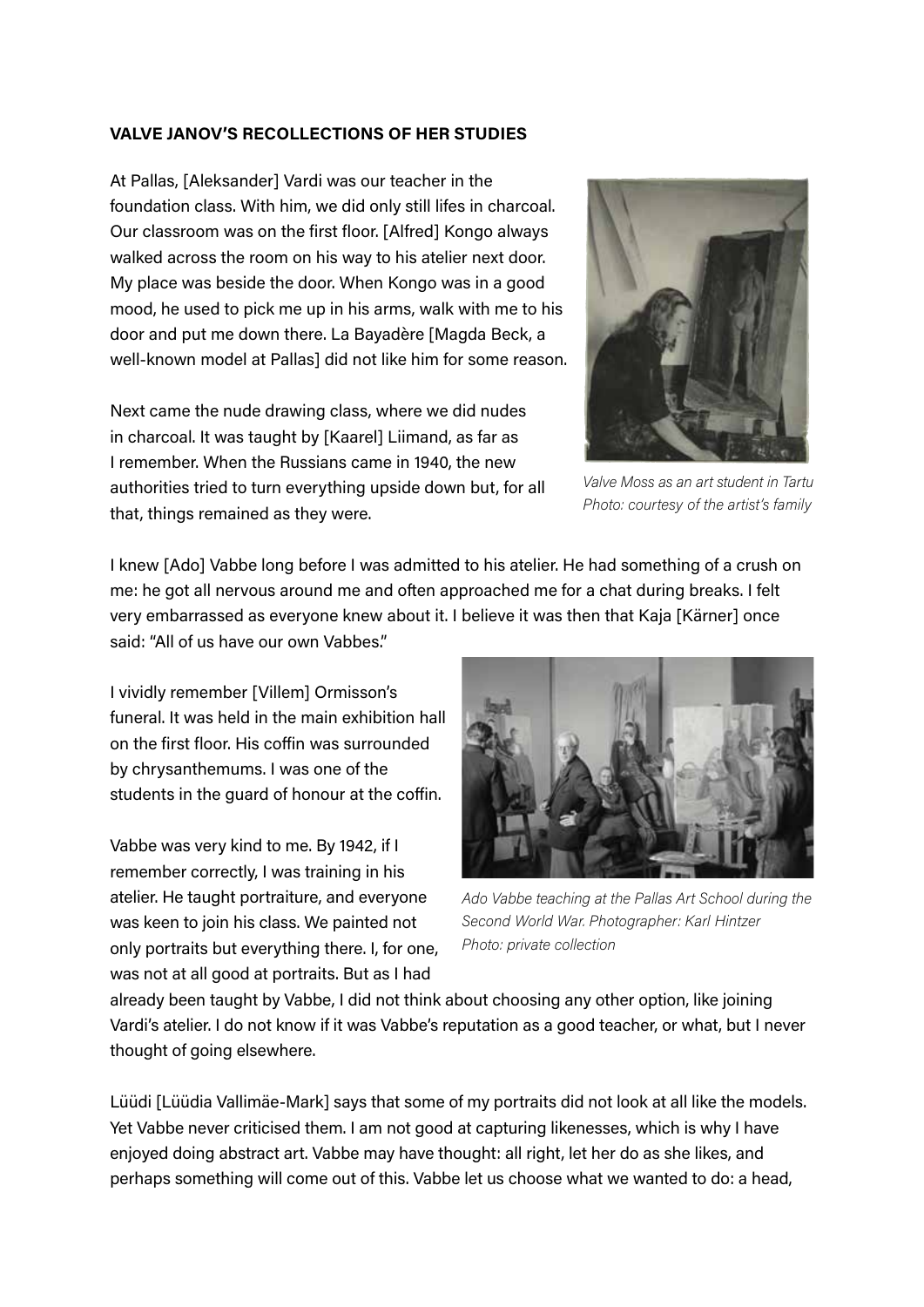**VALVE JANOV'S RECOLLECTIONS OF HER STUDIES**

At Pallas, [Aleksander] Vardi was our teacher in the foundation class. With him, we did only still lifes in charcoal. Our classroom was on the first floor. [Alfred] Kongo always walked across the room on his way to his atelier next door. My place was beside the door. When Kongo was in a good mood, he used to pick me up in his arms, walk with me to his door and put me down there. La Bayadère [Magda Beck, a well-known model at Pallas] did not like him for some reason.

Next came the nude drawing class, where we did nudes in charcoal. It was taught by [Kaarel] Liimand, as far as I remember. When the Russians came in 1940, the new authorities tried to turn everything upside down but, for all that, things remained as they were.

*Valve Moss as an art student in Tartu*
*Photo: courtesy of the artist's family*

I knew [Ado] Vabbe long before I was admitted to his atelier. He had something of a crush on me: he got all nervous around me and often approached me for a chat during breaks. I felt very embarrassed as everyone knew about it. I believe it was then that Kaja [Kärner] once said: "All of us have our own Vabbes."

I vividly remember [Villem] Ormisson's funeral. It was held in the main exhibition hall on the first floor. His coffin was surrounded by chrysanthemums. I was one of the students in the guard of honour at the coffin.

Vabbe was very kind to me. By 1942, if I remember correctly, I was training in his atelier. He taught portraiture, and everyone was keen to join his class. We painted not only portraits but everything there. I, for one, was not at all good at portraits. But as I had already been taught by Vabbe, I did not think about choosing any other option, like joining Vardi's atelier. I do not know if it was Vabbe's reputation as a good teacher, or what, but I never thought of going elsewhere.

*Ado Vabbe teaching at the Pallas Art School during the Second World War. Photographer: Karl Hintzer*
*Photo: private collection*

Lüüdi [Lüüdia Vallimäe-Mark] says that some of my portraits did not look at all like the models. Yet Vabbe never criticised them. I am not good at capturing likenesses, which is why I have enjoyed doing abstract art. Vabbe may have thought: all right, let her do as she likes, and perhaps something will come out of this. Vabbe let us choose what we wanted to do: a head,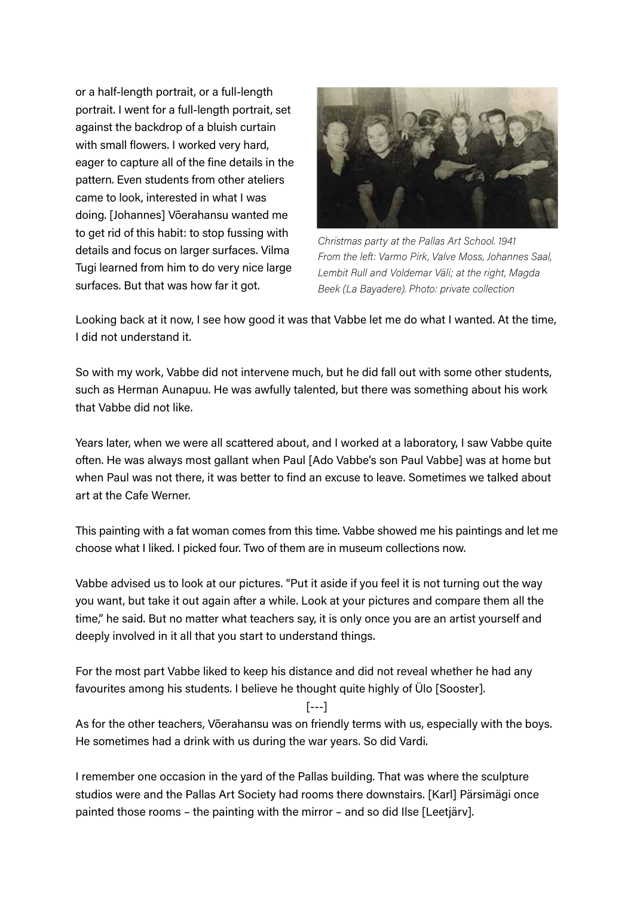or a half-length portrait, or a full-length portrait. I went for a full-length portrait, set against the backdrop of a bluish curtain with small flowers. I worked very hard, eager to capture all of the fine details in the pattern. Even students from other ateliers came to look, interested in what I was doing. [Johannes] Võerahansu wanted me to get rid of this habit: to stop fussing with details and focus on larger surfaces. Vilma Tugi learned from him to do very nice large surfaces. But that was how far it got.

*Christmas party at the Pallas Art School. 1941*
*From the left: Varmo Pirk, Valve Moss, Johannes Saal, Lembit Rull and Voldemar Väli; at the right, Magda Beek (La Bayadere). Photo: private collection*

Looking back at it now, I see how good it was that Vabbe let me do what I wanted. At the time, I did not understand it.

So with my work, Vabbe did not intervene much, but he did fall out with some other students, such as Herman Aunapuu. He was awfully talented, but there was something about his work that Vabbe did not like.

Years later, when we were all scattered about, and I worked at a laboratory, I saw Vabbe quite often. He was always most gallant when Paul [Ado Vabbe's son Paul Vabbe] was at home but when Paul was not there, it was better to find an excuse to leave. Sometimes we talked about art at the Cafe Werner.

This painting with a fat woman comes from this time. Vabbe showed me his paintings and let me choose what I liked. I picked four. Two of them are in museum collections now.

Vabbe advised us to look at our pictures. "Put it aside if you feel it is not turning out the way you want, but take it out again after a while. Look at your pictures and compare them all the time," he said. But no matter what teachers say, it is only once you are an artist yourself and deeply involved in it all that you start to understand things.

For the most part Vabbe liked to keep his distance and did not reveal whether he had any favourites among his students. I believe he thought quite highly of Ülo [Sooster].

[---]

As for the other teachers, Võerahansu was on friendly terms with us, especially with the boys. He sometimes had a drink with us during the war years. So did Vardi.

I remember one occasion in the yard of the Pallas building. That was where the sculpture studios were and the Pallas Art Society had rooms there downstairs. [Karl] Pärsimägi once painted those rooms – the painting with the mirror – and so did Ilse [Leetjärv].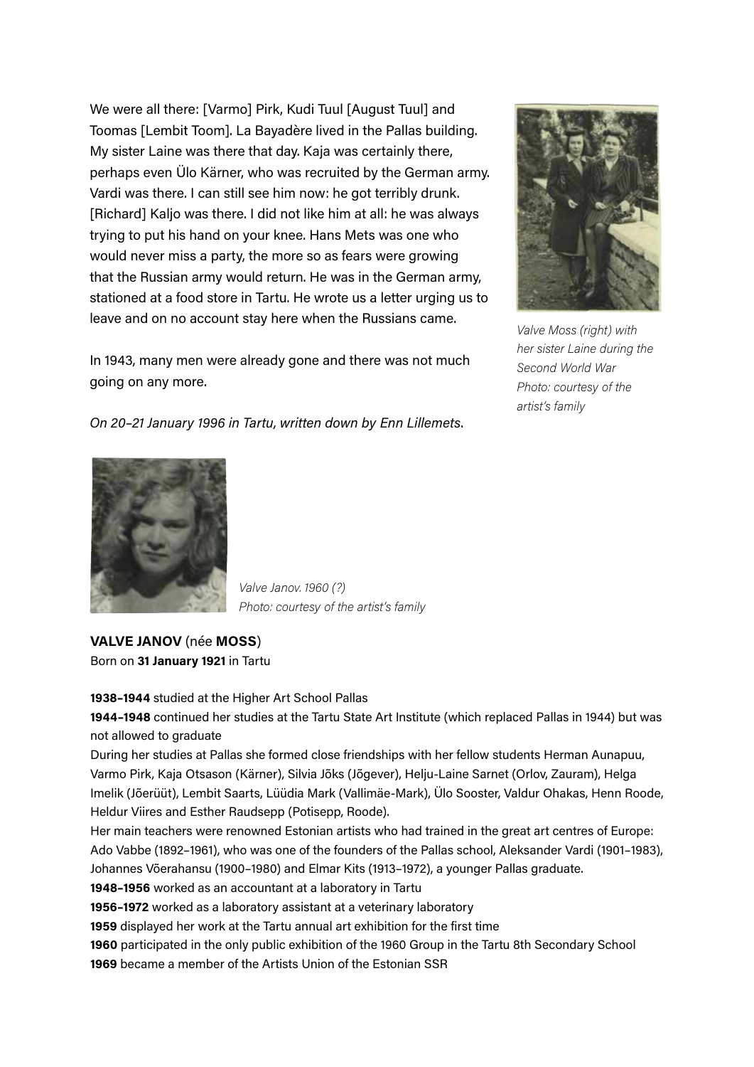We were all there: [Varmo] Pirk, Kudi Tuul [August Tuul] and Toomas [Lembit Toom]. La Bayadère lived in the Pallas building. My sister Laine was there that day. Kaja was certainly there, perhaps even Ülo Kärner, who was recruited by the German army. Vardi was there. I can still see him now: he got terribly drunk. [Richard] Kaljo was there. I did not like him at all: he was always trying to put his hand on your knee. Hans Mets was one who would never miss a party, the more so as fears were growing that the Russian army would return. He was in the German army, stationed at a food store in Tartu. He wrote us a letter urging us to leave and on no account stay here when the Russians came.

In 1943, many men were already gone and there was not much going on any more.

*On 20–21 January 1996 in Tartu, written down by Enn Lillemets.*

*Valve Moss (right) with her sister Laine during the Second World War*
*Photo: courtesy of the artist's family*

*Valve Janov. 1960 (?)*
*Photo: courtesy of the artist's family*

**VALVE JANOV** (née **MOSS**)
Born on **31 January 1921** in Tartu

**1938–1944** studied at the Higher Art School Pallas

**1944–1948** continued her studies at the Tartu State Art Institute (which replaced Pallas in 1944) but was not allowed to graduate

During her studies at Pallas she formed close friendships with her fellow students Herman Aunapuu, Varmo Pirk, Kaja Otsason (Kärner), Silvia Jõks (Jõgever), Helju-Laine Sarnet (Orlov, Zauram), Helga Imelik (Jõerüüt), Lembit Saarts, Lüüdia Mark (Vallimäe-Mark), Ülo Sooster, Valdur Ohakas, Henn Roode, Heldur Viires and Esther Raudsepp (Potisepp, Roode).

Her main teachers were renowned Estonian artists who had trained in the great art centres of Europe: Ado Vabbe (1892–1961), who was one of the founders of the Pallas school, Aleksander Vardi (1901–1983), Johannes Võerahansu (1900–1980) and Elmar Kits (1913–1972), a younger Pallas graduate.

**1948–1956** worked as an accountant at a laboratory in Tartu

**1956–1972** worked as a laboratory assistant at a veterinary laboratory

**1959** displayed her work at the Tartu annual art exhibition for the first time

**1960** participated in the only public exhibition of the 1960 Group in the Tartu 8th Secondary School

**1969** became a member of the Artists Union of the Estonian SSR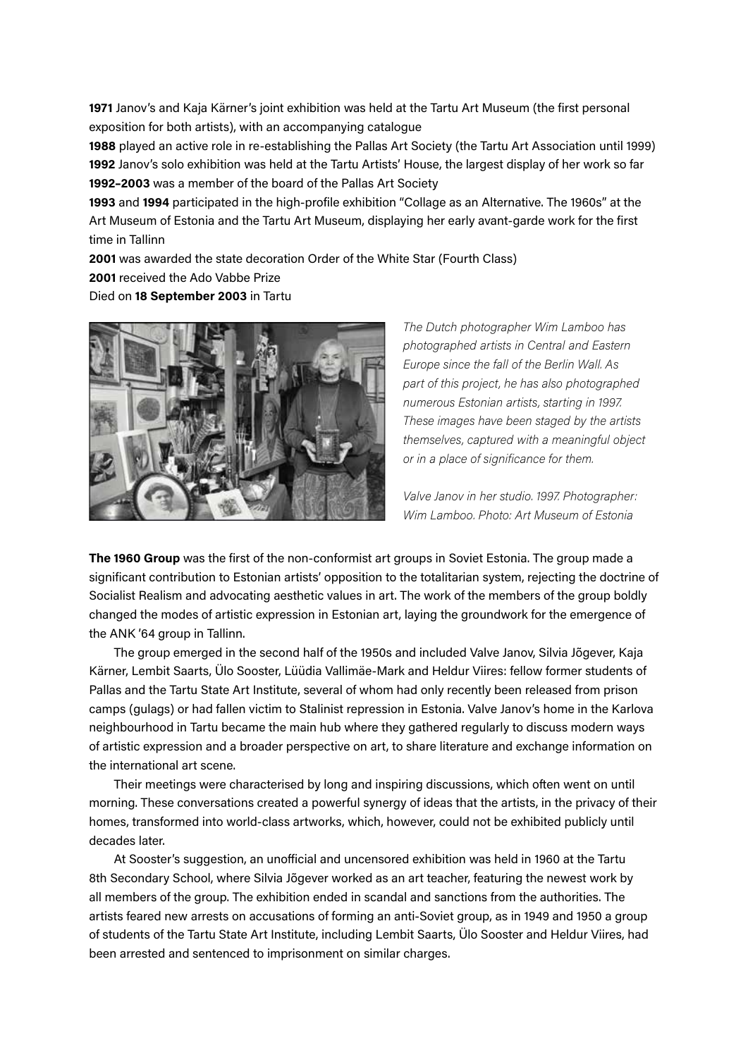**1971** Janov's and Kaja Kärner's joint exhibition was held at the Tartu Art Museum (the first personal exposition for both artists), with an accompanying catalogue
**1988** played an active role in re-establishing the Pallas Art Society (the Tartu Art Association until 1999)
**1992** Janov's solo exhibition was held at the Tartu Artists' House, the largest display of her work so far
**1992–2003** was a member of the board of the Pallas Art Society
**1993** and **1994** participated in the high-profile exhibition "Collage as an Alternative. The 1960s" at the Art Museum of Estonia and the Tartu Art Museum, displaying her early avant-garde work for the first time in Tallinn
**2001** was awarded the state decoration Order of the White Star (Fourth Class)
**2001** received the Ado Vabbe Prize
Died on **18 September 2003** in Tartu

*The Dutch photographer Wim Lamboo has photographed artists in Central and Eastern Europe since the fall of the Berlin Wall. As part of this project, he has also photographed numerous Estonian artists, starting in 1997. These images have been staged by the artists themselves, captured with a meaningful object or in a place of significance for them.*

*Valve Janov in her studio. 1997. Photographer: Wim Lamboo. Photo: Art Museum of Estonia*

**The 1960 Group** was the first of the non-conformist art groups in Soviet Estonia. The group made a significant contribution to Estonian artists' opposition to the totalitarian system, rejecting the doctrine of Socialist Realism and advocating aesthetic values in art. The work of the members of the group boldly changed the modes of artistic expression in Estonian art, laying the groundwork for the emergence of the ANK '64 group in Tallinn.

The group emerged in the second half of the 1950s and included Valve Janov, Silvia Jõgever, Kaja Kärner, Lembit Saarts, Ülo Sooster, Lüüdia Vallimäe-Mark and Heldur Viires: fellow former students of Pallas and the Tartu State Art Institute, several of whom had only recently been released from prison camps (gulags) or had fallen victim to Stalinist repression in Estonia. Valve Janov's home in the Karlova neighbourhood in Tartu became the main hub where they gathered regularly to discuss modern ways of artistic expression and a broader perspective on art, to share literature and exchange information on the international art scene.

Their meetings were characterised by long and inspiring discussions, which often went on until morning. These conversations created a powerful synergy of ideas that the artists, in the privacy of their homes, transformed into world-class artworks, which, however, could not be exhibited publicly until decades later.

At Sooster's suggestion, an unofficial and uncensored exhibition was held in 1960 at the Tartu 8th Secondary School, where Silvia Jõgever worked as an art teacher, featuring the newest work by all members of the group. The exhibition ended in scandal and sanctions from the authorities. The artists feared new arrests on accusations of forming an anti-Soviet group, as in 1949 and 1950 a group of students of the Tartu State Art Institute, including Lembit Saarts, Ülo Sooster and Heldur Viires, had been arrested and sentenced to imprisonment on similar charges.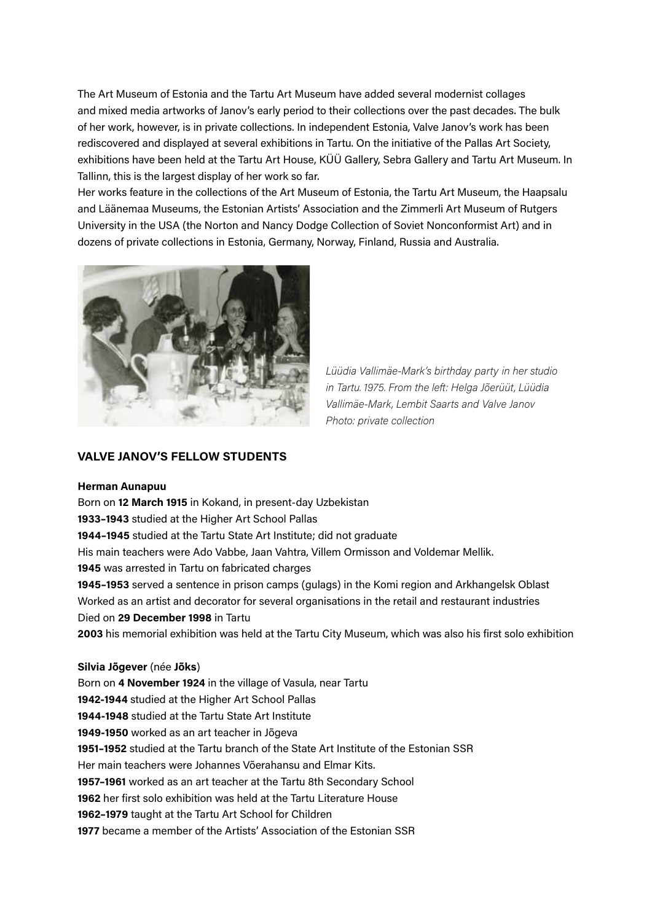The Art Museum of Estonia and the Tartu Art Museum have added several modernist collages and mixed media artworks of Janov's early period to their collections over the past decades. The bulk of her work, however, is in private collections. In independent Estonia, Valve Janov's work has been rediscovered and displayed at several exhibitions in Tartu. On the initiative of the Pallas Art Society, exhibitions have been held at the Tartu Art House, KÜÜ Gallery, Sebra Gallery and Tartu Art Museum. In Tallinn, this is the largest display of her work so far.

Her works feature in the collections of the Art Museum of Estonia, the Tartu Art Museum, the Haapsalu and Läänemaa Museums, the Estonian Artists' Association and the Zimmerli Art Museum of Rutgers University in the USA (the Norton and Nancy Dodge Collection of Soviet Nonconformist Art) and in dozens of private collections in Estonia, Germany, Norway, Finland, Russia and Australia.

*Lüüdia Vallimäe-Mark's birthday party in her studio in Tartu. 1975. From the left: Helga Jõerüüt, Lüüdia Vallimäe-Mark, Lembit Saarts and Valve Janov*
*Photo: private collection*

## VALVE JANOV'S FELLOW STUDENTS

**Herman Aunapuu**

Born on **12 March 1915** in Kokand, in present-day Uzbekistan
**1933–1943** studied at the Higher Art School Pallas
**1944–1945** studied at the Tartu State Art Institute; did not graduate
His main teachers were Ado Vabbe, Jaan Vahtra, Villem Ormisson and Voldemar Mellik.
**1945** was arrested in Tartu on fabricated charges
**1945–1953** served a sentence in prison camps (gulags) in the Komi region and Arkhangelsk Oblast
Worked as an artist and decorator for several organisations in the retail and restaurant industries
Died on **29 December 1998** in Tartu
**2003** his memorial exhibition was held at the Tartu City Museum, which was also his first solo exhibition

**Silvia Jõgever** (née **Jõks**)

Born on **4 November 1924** in the village of Vasula, near Tartu
**1942-1944** studied at the Higher Art School Pallas
**1944-1948** studied at the Tartu State Art Institute
**1949-1950** worked as an art teacher in Jõgeva
**1951–1952** studied at the Tartu branch of the State Art Institute of the Estonian SSR
Her main teachers were Johannes Võerahansu and Elmar Kits.
**1957–1961** worked as an art teacher at the Tartu 8th Secondary School
**1962** her first solo exhibition was held at the Tartu Literature House
**1962–1979** taught at the Tartu Art School for Children
**1977** became a member of the Artists' Association of the Estonian SSR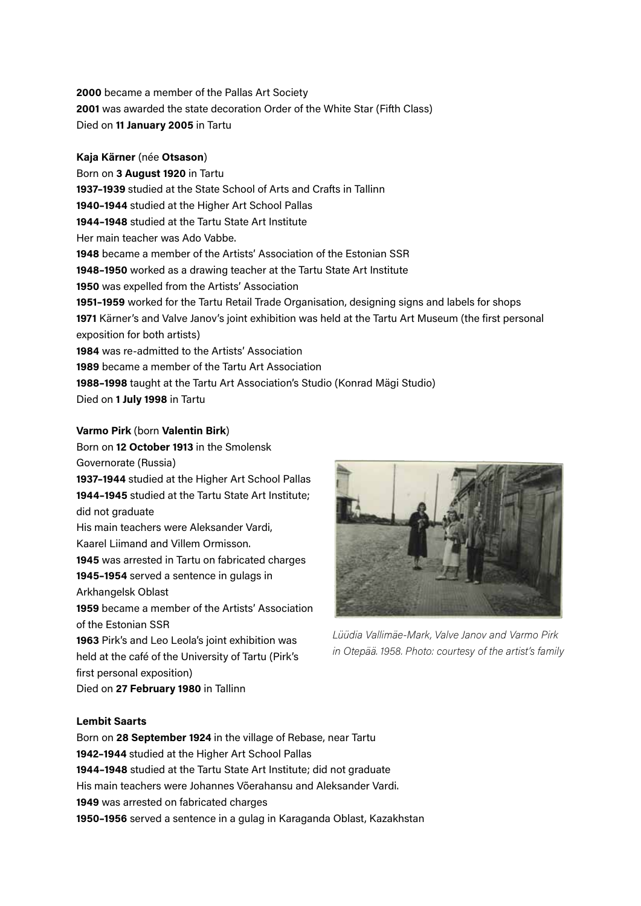**2000** became a member of the Pallas Art Society
**2001** was awarded the state decoration Order of the White Star (Fifth Class)
Died on **11 January 2005** in Tartu

**Kaja Kärner** (née **Otsason**)
Born on **3 August 1920** in Tartu
**1937–1939** studied at the State School of Arts and Crafts in Tallinn
**1940–1944** studied at the Higher Art School Pallas
**1944–1948** studied at the Tartu State Art Institute
Her main teacher was Ado Vabbe.
**1948** became a member of the Artists' Association of the Estonian SSR
**1948–1950** worked as a drawing teacher at the Tartu State Art Institute
**1950** was expelled from the Artists' Association
**1951–1959** worked for the Tartu Retail Trade Organisation, designing signs and labels for shops
**1971** Kärner's and Valve Janov's joint exhibition was held at the Tartu Art Museum (the first personal exposition for both artists)
**1984** was re-admitted to the Artists' Association
**1989** became a member of the Tartu Art Association
**1988–1998** taught at the Tartu Art Association's Studio (Konrad Mägi Studio)
Died on **1 July 1998** in Tartu

**Varmo Pirk** (born **Valentin Birk**)
Born on **12 October 1913** in the Smolensk Governorate (Russia)
**1937–1944** studied at the Higher Art School Pallas
**1944–1945** studied at the Tartu State Art Institute; did not graduate
His main teachers were Aleksander Vardi, Kaarel Liimand and Villem Ormisson.
**1945** was arrested in Tartu on fabricated charges
**1945–1954** served a sentence in gulags in Arkhangelsk Oblast
**1959** became a member of the Artists' Association of the Estonian SSR
**1963** Pirk's and Leo Leola's joint exhibition was held at the café of the University of Tartu (Pirk's first personal exposition)
Died on **27 February 1980** in Tallinn

*Lüüdia Vallimäe-Mark, Valve Janov and Varmo Pirk in Otepää. 1958. Photo: courtesy of the artist's family*

**Lembit Saarts**
Born on **28 September 1924** in the village of Rebase, near Tartu
**1942–1944** studied at the Higher Art School Pallas
**1944–1948** studied at the Tartu State Art Institute; did not graduate
His main teachers were Johannes Võerahansu and Aleksander Vardi.
**1949** was arrested on fabricated charges
**1950–1956** served a sentence in a gulag in Karaganda Oblast, Kazakhstan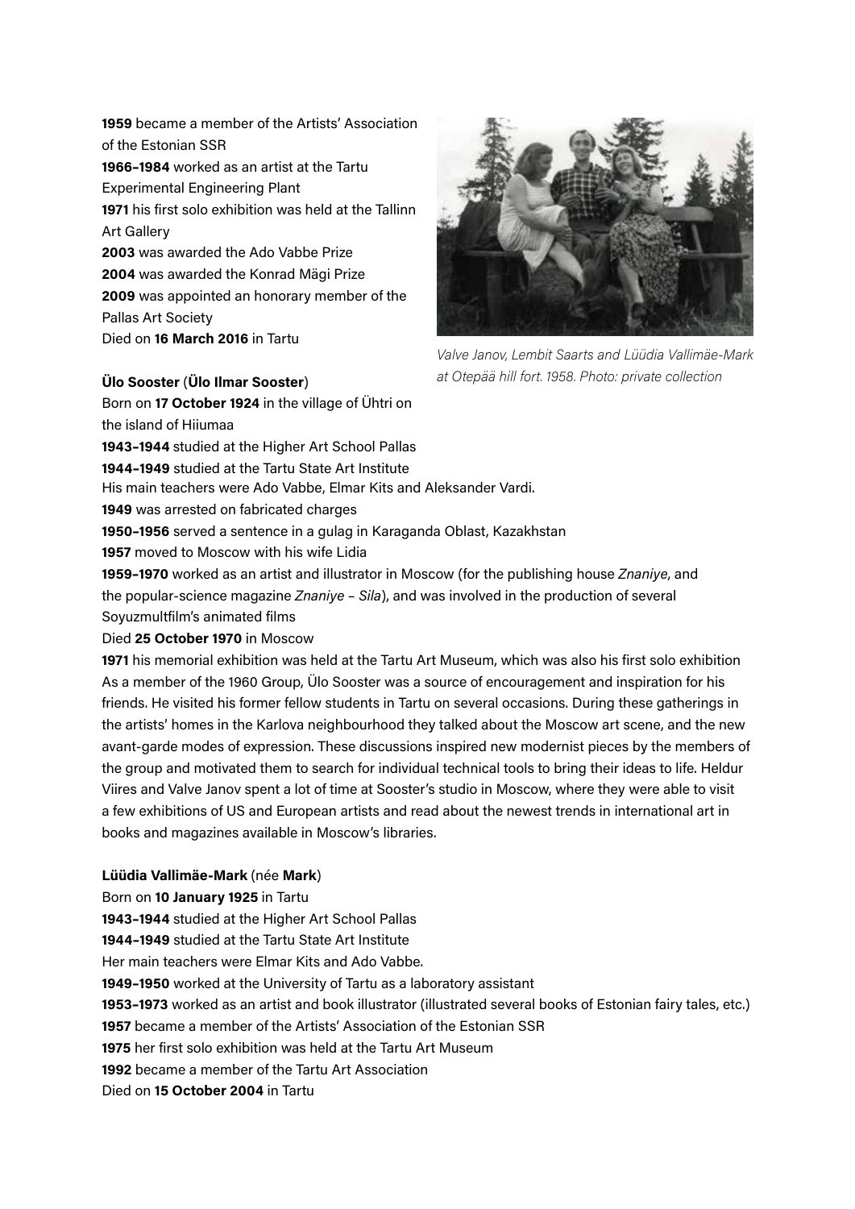**1959** became a member of the Artists' Association of the Estonian SSR
**1966–1984** worked as an artist at the Tartu Experimental Engineering Plant
**1971** his first solo exhibition was held at the Tallinn Art Gallery
**2003** was awarded the Ado Vabbe Prize
**2004** was awarded the Konrad Mägi Prize
**2009** was appointed an honorary member of the Pallas Art Society
Died on **16 March 2016** in Tartu

*Valve Janov, Lembit Saarts and Lüüdia Vallimäe-Mark at Otepää hill fort. 1958. Photo: private collection*

**Ülo Sooster** (**Ülo Ilmar Sooster**)
Born on **17 October 1924** in the village of Ühtri on the island of Hiiumaa
**1943–1944** studied at the Higher Art School Pallas
**1944–1949** studied at the Tartu State Art Institute
His main teachers were Ado Vabbe, Elmar Kits and Aleksander Vardi.
**1949** was arrested on fabricated charges
**1950–1956** served a sentence in a gulag in Karaganda Oblast, Kazakhstan
**1957** moved to Moscow with his wife Lidia
**1959–1970** worked as an artist and illustrator in Moscow (for the publishing house *Znaniye*, and the popular-science magazine *Znaniye – Sila*), and was involved in the production of several Soyuzmultfilm's animated films
Died **25 October 1970** in Moscow
**1971** his memorial exhibition was held at the Tartu Art Museum, which was also his first solo exhibition
As a member of the 1960 Group, Ülo Sooster was a source of encouragement and inspiration for his friends. He visited his former fellow students in Tartu on several occasions. During these gatherings in the artists' homes in the Karlova neighbourhood they talked about the Moscow art scene, and the new avant-garde modes of expression. These discussions inspired new modernist pieces by the members of the group and motivated them to search for individual technical tools to bring their ideas to life. Heldur Viires and Valve Janov spent a lot of time at Sooster's studio in Moscow, where they were able to visit a few exhibitions of US and European artists and read about the newest trends in international art in books and magazines available in Moscow's libraries.

**Lüüdia Vallimäe-Mark** (née **Mark**)
Born on **10 January 1925** in Tartu
**1943–1944** studied at the Higher Art School Pallas
**1944–1949** studied at the Tartu State Art Institute
Her main teachers were Elmar Kits and Ado Vabbe.
**1949–1950** worked at the University of Tartu as a laboratory assistant
**1953–1973** worked as an artist and book illustrator (illustrated several books of Estonian fairy tales, etc.)
**1957** became a member of the Artists' Association of the Estonian SSR
**1975** her first solo exhibition was held at the Tartu Art Museum
**1992** became a member of the Tartu Art Association
Died on **15 October 2004** in Tartu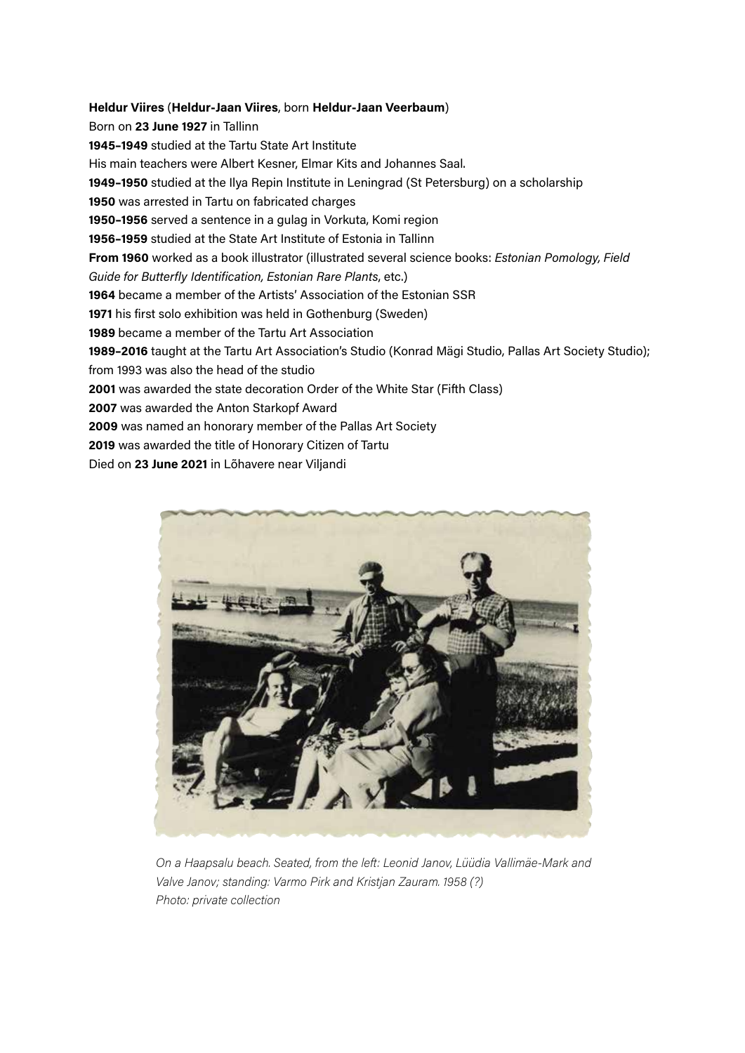**Heldur Viires** (**Heldur-Jaan Viires**, born **Heldur-Jaan Veerbaum**)

Born on **23 June 1927** in Tallinn

**1945–1949** studied at the Tartu State Art Institute

His main teachers were Albert Kesner, Elmar Kits and Johannes Saal.

**1949–1950** studied at the Ilya Repin Institute in Leningrad (St Petersburg) on a scholarship

**1950** was arrested in Tartu on fabricated charges

**1950–1956** served a sentence in a gulag in Vorkuta, Komi region

**1956–1959** studied at the State Art Institute of Estonia in Tallinn

**From 1960** worked as a book illustrator (illustrated several science books: *Estonian Pomology, Field Guide for Butterfly Identification, Estonian Rare Plants*, etc.)

**1964** became a member of the Artists' Association of the Estonian SSR

**1971** his first solo exhibition was held in Gothenburg (Sweden)

**1989** became a member of the Tartu Art Association

**1989–2016** taught at the Tartu Art Association's Studio (Konrad Mägi Studio, Pallas Art Society Studio); from 1993 was also the head of the studio

**2001** was awarded the state decoration Order of the White Star (Fifth Class)

**2007** was awarded the Anton Starkopf Award

**2009** was named an honorary member of the Pallas Art Society

**2019** was awarded the title of Honorary Citizen of Tartu

Died on **23 June 2021** in Lõhavere near Viljandi

*On a Haapsalu beach. Seated, from the left: Leonid Janov, Lüüdia Vallimäe-Mark and Valve Janov; standing: Varmo Pirk and Kristjan Zauram. 1958 (?)*
*Photo: private collection*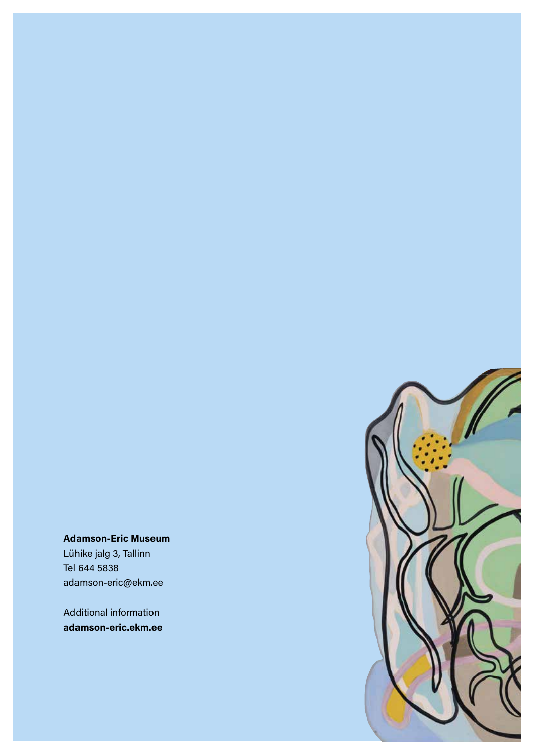**Adamson-Eric Museum**
Lühike jalg 3, Tallinn
Tel 644 5838
adamson-eric@ekm.ee

Additional information
**adamson-eric.ekm.ee**